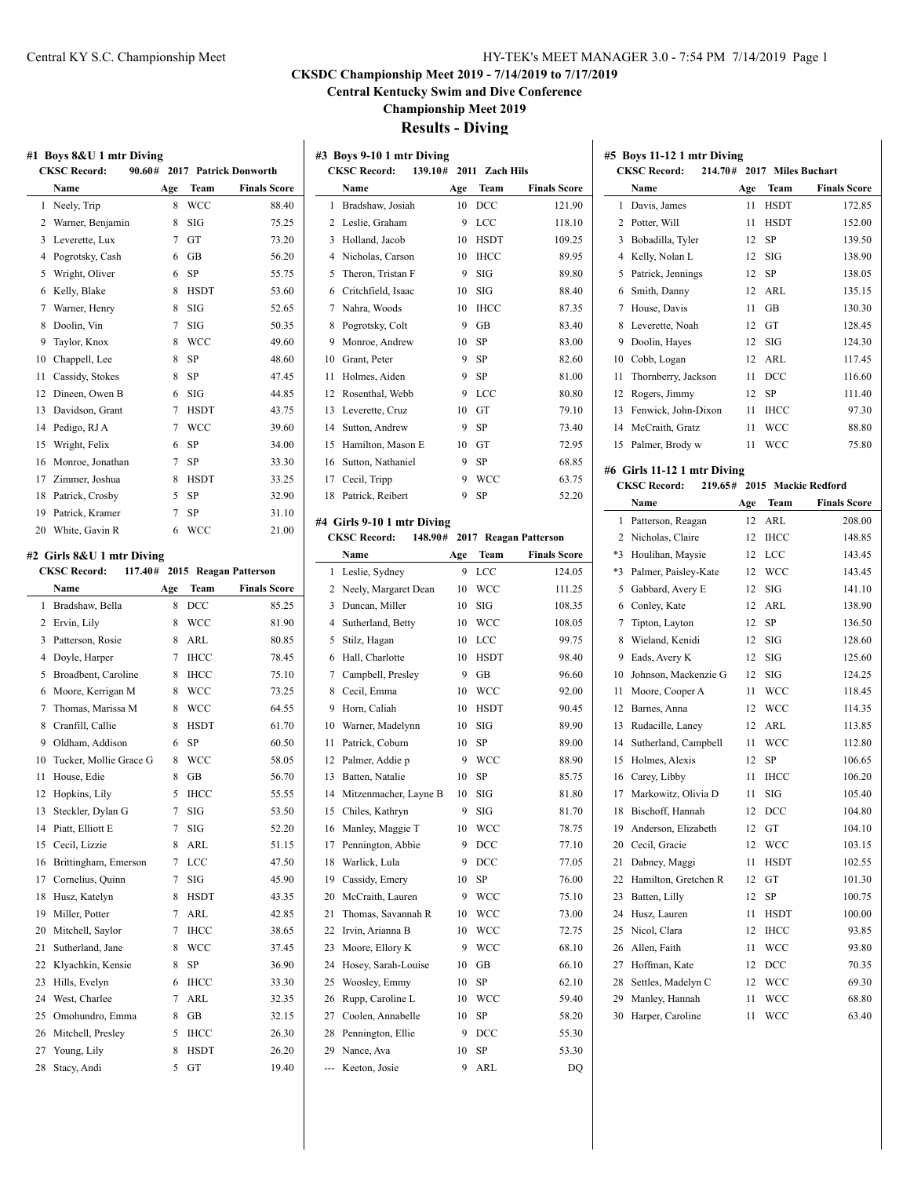# CKSDC Championship Meet 2019 - 7/14/2019 to 7/17/2019

## Central Kentucky Swim and Dive Conference

## Championship Meet 2019

## Results - Diving

### #1 Boys 8&U 1 mtr Diving

CKSC Record: 90.60# 2017 Patrick Donworth

| | Name | Age | Team | Finals Score |
|---|---|---|---|---|
| 1 | Neely, Trip | 8 | WCC | 88.40 |
| 2 | Warner, Benjamin | 8 | SIG | 75.25 |
| 3 | Leverette, Lux | 7 | GT | 73.20 |
| 4 | Pogrotsky, Cash | 6 | GB | 56.20 |
| 5 | Wright, Oliver | 6 | SP | 55.75 |
| 6 | Kelly, Blake | 8 | HSDT | 53.60 |
| 7 | Warner, Henry | 8 | SIG | 52.65 |
| 8 | Doolin, Vin | 7 | SIG | 50.35 |
| 9 | Taylor, Knox | 8 | WCC | 49.60 |
| 10 | Chappell, Lee | 8 | SP | 48.60 |
| 11 | Cassidy, Stokes | 8 | SP | 47.45 |
| 12 | Dineen, Owen B | 6 | SIG | 44.85 |
| 13 | Davidson, Grant | 7 | HSDT | 43.75 |
| 14 | Pedigo, RJ A | 7 | WCC | 39.60 |
| 15 | Wright, Felix | 6 | SP | 34.00 |
| 16 | Monroe, Jonathan | 7 | SP | 33.30 |
| 17 | Zimmer, Joshua | 8 | HSDT | 33.25 |
| 18 | Patrick, Crosby | 5 | SP | 32.90 |
| 19 | Patrick, Kramer | 7 | SP | 31.10 |
| 20 | White, Gavin R | 6 | WCC | 21.00 |

### #2 Girls 8&U 1 mtr Diving

CKSC Record: 117.40# 2015 Reagan Patterson

| | Name | Age | Team | Finals Score |
|---|---|---|---|---|
| 1 | Bradshaw, Bella | 8 | DCC | 85.25 |
| 2 | Ervin, Lily | 8 | WCC | 81.90 |
| 3 | Patterson, Rosie | 8 | ARL | 80.85 |
| 4 | Doyle, Harper | 7 | IHCC | 78.45 |
| 5 | Broadbent, Caroline | 8 | IHCC | 75.10 |
| 6 | Moore, Kerrigan M | 8 | WCC | 73.25 |
| 7 | Thomas, Marissa M | 8 | WCC | 64.55 |
| 8 | Cranfill, Callie | 8 | HSDT | 61.70 |
| 9 | Oldham, Addison | 6 | SP | 60.50 |
| 10 | Tucker, Mollie Grace G | 8 | WCC | 58.05 |
| 11 | House, Edie | 8 | GB | 56.70 |
| 12 | Hopkins, Lily | 5 | IHCC | 55.55 |
| 13 | Steckler, Dylan G | 7 | SIG | 53.50 |
| 14 | Piatt, Elliott E | 7 | SIG | 52.20 |
| 15 | Cecil, Lizzie | 8 | ARL | 51.15 |
| 16 | Brittingham, Emerson | 7 | LCC | 47.50 |
| 17 | Cornelius, Quinn | 7 | SIG | 45.90 |
| 18 | Husz, Katelyn | 8 | HSDT | 43.35 |
| 19 | Miller, Potter | 7 | ARL | 42.85 |
| 20 | Mitchell, Saylor | 7 | IHCC | 38.65 |
| 21 | Sutherland, Jane | 8 | WCC | 37.45 |
| 22 | Klyachkin, Kensie | 8 | SP | 36.90 |
| 23 | Hills, Evelyn | 6 | IHCC | 33.30 |
| 24 | West, Charlee | 7 | ARL | 32.35 |
| 25 | Omohundro, Emma | 8 | GB | 32.15 |
| 26 | Mitchell, Presley | 5 | IHCC | 26.30 |
| 27 | Young, Lily | 8 | HSDT | 26.20 |
| 28 | Stacy, Andi | 5 | GT | 19.40 |

### #3 Boys 9-10 1 mtr Diving

CKSC Record: 139.10# 2011 Zach Hils

| | Name | Age | Team | Finals Score |
|---|---|---|---|---|
| 1 | Bradshaw, Josiah | 10 | DCC | 121.90 |
| 2 | Leslie, Graham | 9 | LCC | 118.10 |
| 3 | Holland, Jacob | 10 | HSDT | 109.25 |
| 4 | Nicholas, Carson | 10 | IHCC | 89.95 |
| 5 | Theron, Tristan F | 9 | SIG | 89.80 |
| 6 | Critchfield, Isaac | 10 | SIG | 88.40 |
| 7 | Nahra, Woods | 10 | IHCC | 87.35 |
| 8 | Pogrotsky, Colt | 9 | GB | 83.40 |
| 9 | Monroe, Andrew | 10 | SP | 83.00 |
| 10 | Grant, Peter | 9 | SP | 82.60 |
| 11 | Holmes, Aiden | 9 | SP | 81.00 |
| 12 | Rosenthal, Webb | 9 | LCC | 80.80 |
| 13 | Leverette, Cruz | 10 | GT | 79.10 |
| 14 | Sutton, Andrew | 9 | SP | 73.40 |
| 15 | Hamilton, Mason E | 10 | GT | 72.95 |
| 16 | Sutton, Nathaniel | 9 | SP | 68.85 |
| 17 | Cecil, Tripp | 9 | WCC | 63.75 |
| 18 | Patrick, Reibert | 9 | SP | 52.20 |

### #4 Girls 9-10 1 mtr Diving

CKSC Record: 148.90# 2017 Reagan Patterson

| | Name | Age | Team | Finals Score |
|---|---|---|---|---|
| 1 | Leslie, Sydney | 9 | LCC | 124.05 |
| 2 | Neely, Margaret Dean | 10 | WCC | 111.25 |
| 3 | Duncan, Miller | 10 | SIG | 108.35 |
| 4 | Sutherland, Betty | 10 | WCC | 108.05 |
| 5 | Stilz, Hagan | 10 | LCC | 99.75 |
| 6 | Hall, Charlotte | 10 | HSDT | 98.40 |
| 7 | Campbell, Presley | 9 | GB | 96.60 |
| 8 | Cecil, Emma | 10 | WCC | 92.00 |
| 9 | Horn, Caliah | 10 | HSDT | 90.45 |
| 10 | Warner, Madelynn | 10 | SIG | 89.90 |
| 11 | Patrick, Coburn | 10 | SP | 89.00 |
| 12 | Palmer, Addie p | 9 | WCC | 88.90 |
| 13 | Batten, Natalie | 10 | SP | 85.75 |
| 14 | Mitzenmacher, Layne B | 10 | SIG | 81.80 |
| 15 | Chiles, Kathryn | 9 | SIG | 81.70 |
| 16 | Manley, Maggie T | 10 | WCC | 78.75 |
| 17 | Pennington, Abbie | 9 | DCC | 77.10 |
| 18 | Warlick, Lula | 9 | DCC | 77.05 |
| 19 | Cassidy, Emery | 10 | SP | 76.00 |
| 20 | McCraith, Lauren | 9 | WCC | 75.10 |
| 21 | Thomas, Savannah R | 10 | WCC | 73.00 |
| 22 | Irvin, Arianna B | 10 | WCC | 72.75 |
| 23 | Moore, Ellory K | 9 | WCC | 68.10 |
| 24 | Hosey, Sarah-Louise | 10 | GB | 66.10 |
| 25 | Woosley, Emmy | 10 | SP | 62.10 |
| 26 | Rupp, Caroline L | 10 | WCC | 59.40 |
| 27 | Coolen, Annabelle | 10 | SP | 58.20 |
| 28 | Pennington, Ellie | 9 | DCC | 55.30 |
| 29 | Nance, Ava | 10 | SP | 53.30 |
| --- | Keeton, Josie | 9 | ARL | DQ |

### #5 Boys 11-12 1 mtr Diving

CKSC Record: 214.70# 2017 Miles Buchart

| | Name | Age | Team | Finals Score |
|---|---|---|---|---|
| 1 | Davis, James | 11 | HSDT | 172.85 |
| 2 | Potter, Will | 11 | HSDT | 152.00 |
| 3 | Bobadilla, Tyler | 12 | SP | 139.50 |
| 4 | Kelly, Nolan L | 12 | SIG | 138.90 |
| 5 | Patrick, Jennings | 12 | SP | 138.05 |
| 6 | Smith, Danny | 12 | ARL | 135.15 |
| 7 | House, Davis | 11 | GB | 130.30 |
| 8 | Leverette, Noah | 12 | GT | 128.45 |
| 9 | Doolin, Hayes | 12 | SIG | 124.30 |
| 10 | Cobb, Logan | 12 | ARL | 117.45 |
| 11 | Thornberry, Jackson | 11 | DCC | 116.60 |
| 12 | Rogers, Jimmy | 12 | SP | 111.40 |
| 13 | Fenwick, John-Dixon | 11 | IHCC | 97.30 |
| 14 | McCraith, Gratz | 11 | WCC | 88.80 |
| 15 | Palmer, Brody w | 11 | WCC | 75.80 |

### #6 Girls 11-12 1 mtr Diving

CKSC Record: 219.65# 2015 Mackie Redford

| | Name | Age | Team | Finals Score |
|---|---|---|---|---|
| 1 | Patterson, Reagan | 12 | ARL | 208.00 |
| 2 | Nicholas, Claire | 12 | IHCC | 148.85 |
| *3 | Houlihan, Maysie | 12 | LCC | 143.45 |
| *3 | Palmer, Paisley-Kate | 12 | WCC | 143.45 |
| 5 | Gabbard, Avery E | 12 | SIG | 141.10 |
| 6 | Conley, Kate | 12 | ARL | 138.90 |
| 7 | Tipton, Layton | 12 | SP | 136.50 |
| 8 | Wieland, Kenidi | 12 | SIG | 128.60 |
| 9 | Eads, Avery K | 12 | SIG | 125.60 |
| 10 | Johnson, Mackenzie G | 12 | SIG | 124.25 |
| 11 | Moore, Cooper A | 11 | WCC | 118.45 |
| 12 | Barnes, Anna | 12 | WCC | 114.35 |
| 13 | Rudacille, Laney | 12 | ARL | 113.85 |
| 14 | Sutherland, Campbell | 11 | WCC | 112.80 |
| 15 | Holmes, Alexis | 12 | SP | 106.65 |
| 16 | Carey, Libby | 11 | IHCC | 106.20 |
| 17 | Markowitz, Olivia D | 11 | SIG | 105.40 |
| 18 | Bischoff, Hannah | 12 | DCC | 104.80 |
| 19 | Anderson, Elizabeth | 12 | GT | 104.10 |
| 20 | Cecil, Gracie | 12 | WCC | 103.15 |
| 21 | Dabney, Maggi | 11 | HSDT | 102.55 |
| 22 | Hamilton, Gretchen R | 12 | GT | 101.30 |
| 23 | Batten, Lilly | 12 | SP | 100.75 |
| 24 | Husz, Lauren | 11 | HSDT | 100.00 |
| 25 | Nicol, Clara | 12 | IHCC | 93.85 |
| 26 | Allen, Faith | 11 | WCC | 93.80 |
| 27 | Hoffman, Kate | 12 | DCC | 70.35 |
| 28 | Settles, Madelyn C | 12 | WCC | 69.30 |
| 29 | Manley, Hannah | 11 | WCC | 68.80 |
| 30 | Harper, Caroline | 11 | WCC | 63.40 |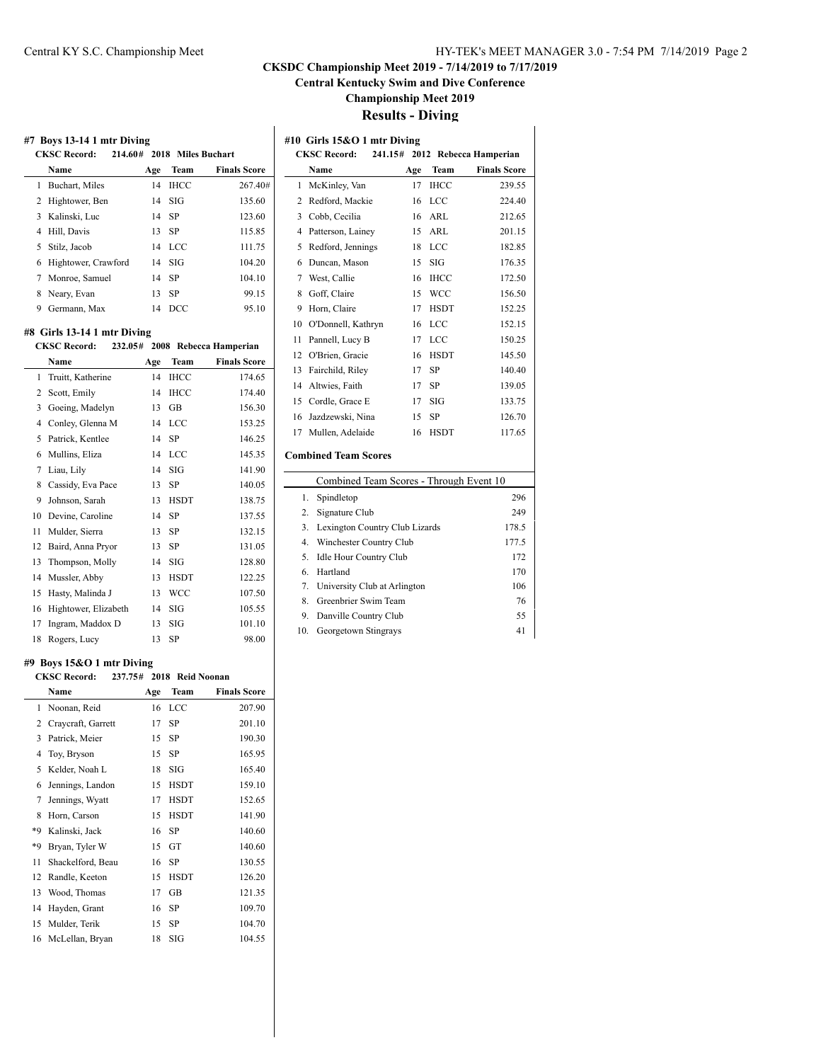## CKSDC Championship Meet 2019 - 7/14/2019 to 7/17/2019

### Central Kentucky Swim and Dive Conference

### Championship Meet 2019

### Results - Diving

#### #7 Boys 13-14 1 mtr Diving

**CKSC Record: 214.60# 2018 Miles Buchart**

| | Name | Age | Team | Finals Score |
|---|---|---|---|---|
| 1 | Buchart, Miles | 14 | IHCC | 267.40# |
| 2 | Hightower, Ben | 14 | SIG | 135.60 |
| 3 | Kalinski, Luc | 14 | SP | 123.60 |
| 4 | Hill, Davis | 13 | SP | 115.85 |
| 5 | Stilz, Jacob | 14 | LCC | 111.75 |
| 6 | Hightower, Crawford | 14 | SIG | 104.20 |
| 7 | Monroe, Samuel | 14 | SP | 104.10 |
| 8 | Neary, Evan | 13 | SP | 99.15 |
| 9 | Germann, Max | 14 | DCC | 95.10 |

#### #8 Girls 13-14 1 mtr Diving

**CKSC Record: 232.05# 2008 Rebecca Hamperian**

| | Name | Age | Team | Finals Score |
|---|---|---|---|---|
| 1 | Truitt, Katherine | 14 | IHCC | 174.65 |
| 2 | Scott, Emily | 14 | IHCC | 174.40 |
| 3 | Goeing, Madelyn | 13 | GB | 156.30 |
| 4 | Conley, Glenna M | 14 | LCC | 153.25 |
| 5 | Patrick, Kentlee | 14 | SP | 146.25 |
| 6 | Mullins, Eliza | 14 | LCC | 145.35 |
| 7 | Liau, Lily | 14 | SIG | 141.90 |
| 8 | Cassidy, Eva Pace | 13 | SP | 140.05 |
| 9 | Johnson, Sarah | 13 | HSDT | 138.75 |
| 10 | Devine, Caroline | 14 | SP | 137.55 |
| 11 | Mulder, Sierra | 13 | SP | 132.15 |
| 12 | Baird, Anna Pryor | 13 | SP | 131.05 |
| 13 | Thompson, Molly | 14 | SIG | 128.80 |
| 14 | Mussler, Abby | 13 | HSDT | 122.25 |
| 15 | Hasty, Malinda J | 13 | WCC | 107.50 |
| 16 | Hightower, Elizabeth | 14 | SIG | 105.55 |
| 17 | Ingram, Maddox D | 13 | SIG | 101.10 |
| 18 | Rogers, Lucy | 13 | SP | 98.00 |

#### #9 Boys 15&O 1 mtr Diving

**CKSC Record: 237.75# 2018 Reid Noonan**

| | Name | Age | Team | Finals Score |
|---|---|---|---|---|
| 1 | Noonan, Reid | 16 | LCC | 207.90 |
| 2 | Craycraft, Garrett | 17 | SP | 201.10 |
| 3 | Patrick, Meier | 15 | SP | 190.30 |
| 4 | Toy, Bryson | 15 | SP | 165.95 |
| 5 | Kelder, Noah L | 18 | SIG | 165.40 |
| 6 | Jennings, Landon | 15 | HSDT | 159.10 |
| 7 | Jennings, Wyatt | 17 | HSDT | 152.65 |
| 8 | Horn, Carson | 15 | HSDT | 141.90 |
| *9 | Kalinski, Jack | 16 | SP | 140.60 |
| *9 | Bryan, Tyler W | 15 | GT | 140.60 |
| 11 | Shackelford, Beau | 16 | SP | 130.55 |
| 12 | Randle, Keeton | 15 | HSDT | 126.20 |
| 13 | Wood, Thomas | 17 | GB | 121.35 |
| 14 | Hayden, Grant | 16 | SP | 109.70 |
| 15 | Mulder, Terik | 15 | SP | 104.70 |
| 16 | McLellan, Bryan | 18 | SIG | 104.55 |

#### #10 Girls 15&O 1 mtr Diving

**CKSC Record: 241.15# 2012 Rebecca Hamperian**

| | Name | Age | Team | Finals Score |
|---|---|---|---|---|
| 1 | McKinley, Van | 17 | IHCC | 239.55 |
| 2 | Redford, Mackie | 16 | LCC | 224.40 |
| 3 | Cobb, Cecilia | 16 | ARL | 212.65 |
| 4 | Patterson, Lainey | 15 | ARL | 201.15 |
| 5 | Redford, Jennings | 18 | LCC | 182.85 |
| 6 | Duncan, Mason | 15 | SIG | 176.35 |
| 7 | West, Callie | 16 | IHCC | 172.50 |
| 8 | Goff, Claire | 15 | WCC | 156.50 |
| 9 | Horn, Claire | 17 | HSDT | 152.25 |
| 10 | O'Donnell, Kathryn | 16 | LCC | 152.15 |
| 11 | Pannell, Lucy B | 17 | LCC | 150.25 |
| 12 | O'Brien, Gracie | 16 | HSDT | 145.50 |
| 13 | Fairchild, Riley | 17 | SP | 140.40 |
| 14 | Altwies, Faith | 17 | SP | 139.05 |
| 15 | Cordle, Grace E | 17 | SIG | 133.75 |
| 16 | Jazdzewski, Nina | 15 | SP | 126.70 |
| 17 | Mullen, Adelaide | 16 | HSDT | 117.65 |

#### Combined Team Scores

| Combined Team Scores - Through Event 10 | | |
|---|---|---|
| 1. | Spindletop | 296 |
| 2. | Signature Club | 249 |
| 3. | Lexington Country Club Lizards | 178.5 |
| 4. | Winchester Country Club | 177.5 |
| 5. | Idle Hour Country Club | 172 |
| 6. | Hartland | 170 |
| 7. | University Club at Arlington | 106 |
| 8. | Greenbrier Swim Team | 76 |
| 9. | Danville Country Club | 55 |
| 10. | Georgetown Stingrays | 41 |